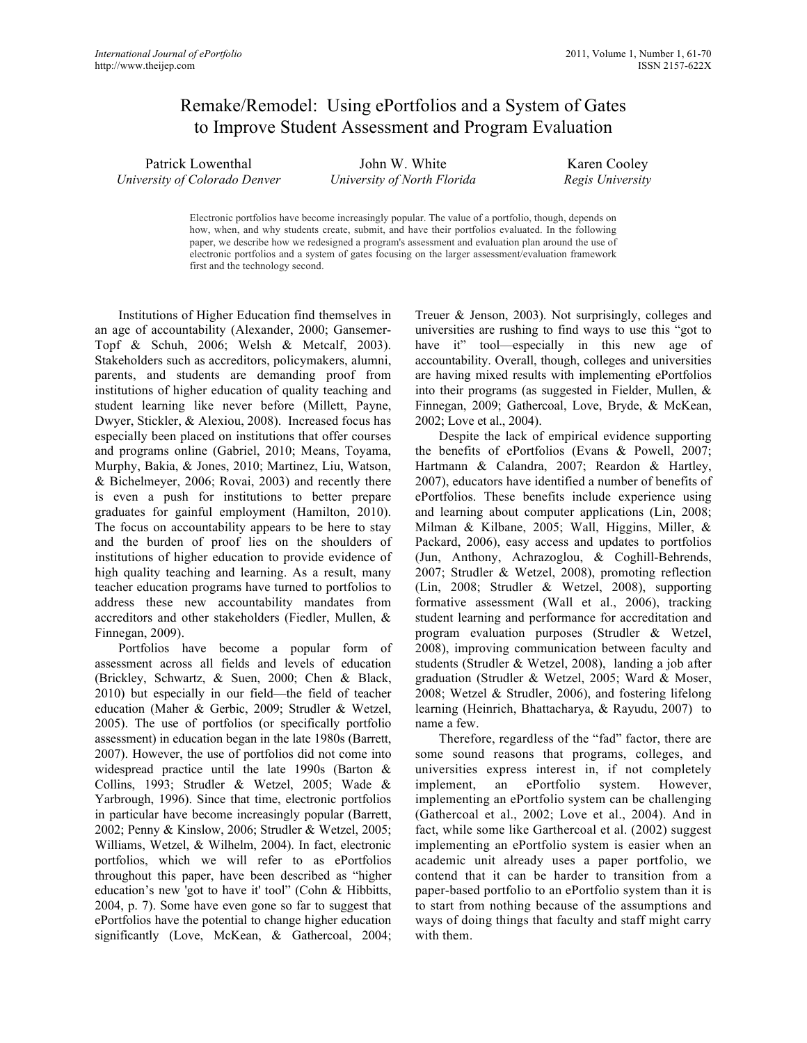# Remake/Remodel: Using ePortfolios and a System of Gates to Improve Student Assessment and Program Evaluation

Patrick Lowenthal
*University of Colorado Denver*

John W. White
*University of North Florida*

Karen Cooley
*Regis University*

Electronic portfolios have become increasingly popular. The value of a portfolio, though, depends on how, when, and why students create, submit, and have their portfolios evaluated. In the following paper, we describe how we redesigned a program's assessment and evaluation plan around the use of electronic portfolios and a system of gates focusing on the larger assessment/evaluation framework first and the technology second.

Institutions of Higher Education find themselves in an age of accountability (Alexander, 2000; Gansemer-Topf & Schuh, 2006; Welsh & Metcalf, 2003). Stakeholders such as accreditors, policymakers, alumni, parents, and students are demanding proof from institutions of higher education of quality teaching and student learning like never before (Millett, Payne, Dwyer, Stickler, & Alexiou, 2008). Increased focus has especially been placed on institutions that offer courses and programs online (Gabriel, 2010; Means, Toyama, Murphy, Bakia, & Jones, 2010; Martinez, Liu, Watson, & Bichelmeyer, 2006; Rovai, 2003) and recently there is even a push for institutions to better prepare graduates for gainful employment (Hamilton, 2010). The focus on accountability appears to be here to stay and the burden of proof lies on the shoulders of institutions of higher education to provide evidence of high quality teaching and learning. As a result, many teacher education programs have turned to portfolios to address these new accountability mandates from accreditors and other stakeholders (Fiedler, Mullen, & Finnegan, 2009).

Portfolios have become a popular form of assessment across all fields and levels of education (Brickley, Schwartz, & Suen, 2000; Chen & Black, 2010) but especially in our field—the field of teacher education (Maher & Gerbic, 2009; Strudler & Wetzel, 2005). The use of portfolios (or specifically portfolio assessment) in education began in the late 1980s (Barrett, 2007). However, the use of portfolios did not come into widespread practice until the late 1990s (Barton & Collins, 1993; Strudler & Wetzel, 2005; Wade & Yarbrough, 1996). Since that time, electronic portfolios in particular have become increasingly popular (Barrett, 2002; Penny & Kinslow, 2006; Strudler & Wetzel, 2005; Williams, Wetzel, & Wilhelm, 2004). In fact, electronic portfolios, which we will refer to as ePortfolios throughout this paper, have been described as "higher education's new 'got to have it' tool" (Cohn & Hibbitts, 2004, p. 7). Some have even gone so far to suggest that ePortfolios have the potential to change higher education significantly (Love, McKean, & Gathercoal, 2004; Treuer & Jenson, 2003). Not surprisingly, colleges and universities are rushing to find ways to use this "got to have it" tool—especially in this new age of accountability. Overall, though, colleges and universities are having mixed results with implementing ePortfolios into their programs (as suggested in Fielder, Mullen, & Finnegan, 2009; Gathercoal, Love, Bryde, & McKean, 2002; Love et al., 2004).

Despite the lack of empirical evidence supporting the benefits of ePortfolios (Evans & Powell, 2007; Hartmann & Calandra, 2007; Reardon & Hartley, 2007), educators have identified a number of benefits of ePortfolios. These benefits include experience using and learning about computer applications (Lin, 2008; Milman & Kilbane, 2005; Wall, Higgins, Miller, & Packard, 2006), easy access and updates to portfolios (Jun, Anthony, Achrazoglou, & Coghill-Behrends, 2007; Strudler & Wetzel, 2008), promoting reflection (Lin, 2008; Strudler & Wetzel, 2008), supporting formative assessment (Wall et al., 2006), tracking student learning and performance for accreditation and program evaluation purposes (Strudler & Wetzel, 2008), improving communication between faculty and students (Strudler & Wetzel, 2008), landing a job after graduation (Strudler & Wetzel, 2005; Ward & Moser, 2008; Wetzel & Strudler, 2006), and fostering lifelong learning (Heinrich, Bhattacharya, & Rayudu, 2007) to name a few.

Therefore, regardless of the "fad" factor, there are some sound reasons that programs, colleges, and universities express interest in, if not completely implement, an ePortfolio system. However, implementing an ePortfolio system can be challenging (Gathercoal et al., 2002; Love et al., 2004). And in fact, while some like Garthercoal et al. (2002) suggest implementing an ePortfolio system is easier when an academic unit already uses a paper portfolio, we contend that it can be harder to transition from a paper-based portfolio to an ePortfolio system than it is to start from nothing because of the assumptions and ways of doing things that faculty and staff might carry with them.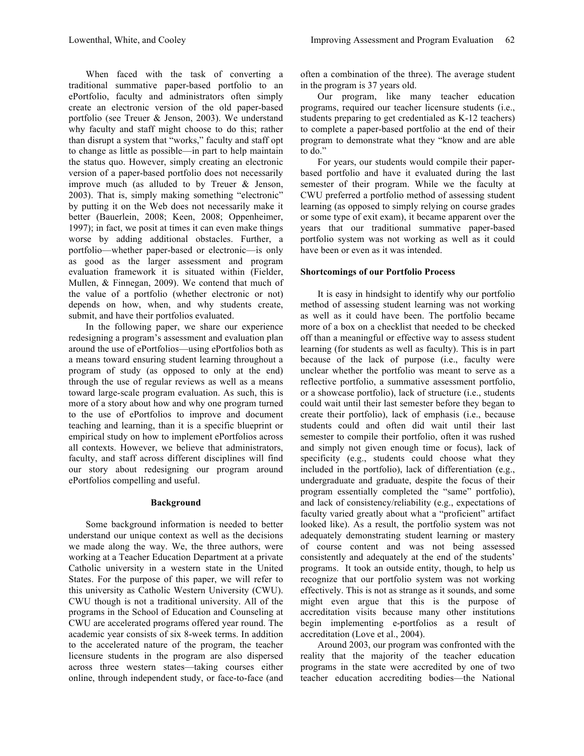When faced with the task of converting a traditional summative paper-based portfolio to an ePortfolio, faculty and administrators often simply create an electronic version of the old paper-based portfolio (see Treuer & Jenson, 2003). We understand why faculty and staff might choose to do this; rather than disrupt a system that "works," faculty and staff opt to change as little as possible—in part to help maintain the status quo. However, simply creating an electronic version of a paper-based portfolio does not necessarily improve much (as alluded to by Treuer & Jenson, 2003). That is, simply making something "electronic" by putting it on the Web does not necessarily make it better (Bauerlein, 2008; Keen, 2008; Oppenheimer, 1997); in fact, we posit at times it can even make things worse by adding additional obstacles. Further, a portfolio—whether paper-based or electronic—is only as good as the larger assessment and program evaluation framework it is situated within (Fielder, Mullen, & Finnegan, 2009). We contend that much of the value of a portfolio (whether electronic or not) depends on how, when, and why students create, submit, and have their portfolios evaluated.

In the following paper, we share our experience redesigning a program's assessment and evaluation plan around the use of ePortfolios—using ePortfolios both as a means toward ensuring student learning throughout a program of study (as opposed to only at the end) through the use of regular reviews as well as a means toward large-scale program evaluation. As such, this is more of a story about how and why one program turned to the use of ePortfolios to improve and document teaching and learning, than it is a specific blueprint or empirical study on how to implement ePortfolios across all contexts. However, we believe that administrators, faculty, and staff across different disciplines will find our story about redesigning our program around ePortfolios compelling and useful.

## Background

Some background information is needed to better understand our unique context as well as the decisions we made along the way. We, the three authors, were working at a Teacher Education Department at a private Catholic university in a western state in the United States. For the purpose of this paper, we will refer to this university as Catholic Western University (CWU). CWU though is not a traditional university. All of the programs in the School of Education and Counseling at CWU are accelerated programs offered year round. The academic year consists of six 8-week terms. In addition to the accelerated nature of the program, the teacher licensure students in the program are also dispersed across three western states—taking courses either online, through independent study, or face-to-face (and often a combination of the three). The average student in the program is 37 years old.

Our program, like many teacher education programs, required our teacher licensure students (i.e., students preparing to get credentialed as K-12 teachers) to complete a paper-based portfolio at the end of their program to demonstrate what they "know and are able to do."

For years, our students would compile their paper-based portfolio and have it evaluated during the last semester of their program. While we the faculty at CWU preferred a portfolio method of assessing student learning (as opposed to simply relying on course grades or some type of exit exam), it became apparent over the years that our traditional summative paper-based portfolio system was not working as well as it could have been or even as it was intended.

### Shortcomings of our Portfolio Process

It is easy in hindsight to identify why our portfolio method of assessing student learning was not working as well as it could have been. The portfolio became more of a box on a checklist that needed to be checked off than a meaningful or effective way to assess student learning (for students as well as faculty). This is in part because of the lack of purpose (i.e., faculty were unclear whether the portfolio was meant to serve as a reflective portfolio, a summative assessment portfolio, or a showcase portfolio), lack of structure (i.e., students could wait until their last semester before they began to create their portfolio), lack of emphasis (i.e., because students could and often did wait until their last semester to compile their portfolio, often it was rushed and simply not given enough time or focus), lack of specificity (e.g., students could choose what they included in the portfolio), lack of differentiation (e.g., undergraduate and graduate, despite the focus of their program essentially completed the "same" portfolio), and lack of consistency/reliability (e.g., expectations of faculty varied greatly about what a "proficient" artifact looked like). As a result, the portfolio system was not adequately demonstrating student learning or mastery of course content and was not being assessed consistently and adequately at the end of the students' programs. It took an outside entity, though, to help us recognize that our portfolio system was not working effectively. This is not as strange as it sounds, and some might even argue that this is the purpose of accreditation visits because many other institutions begin implementing e-portfolios as a result of accreditation (Love et al., 2004).

Around 2003, our program was confronted with the reality that the majority of the teacher education programs in the state were accredited by one of two teacher education accrediting bodies—the National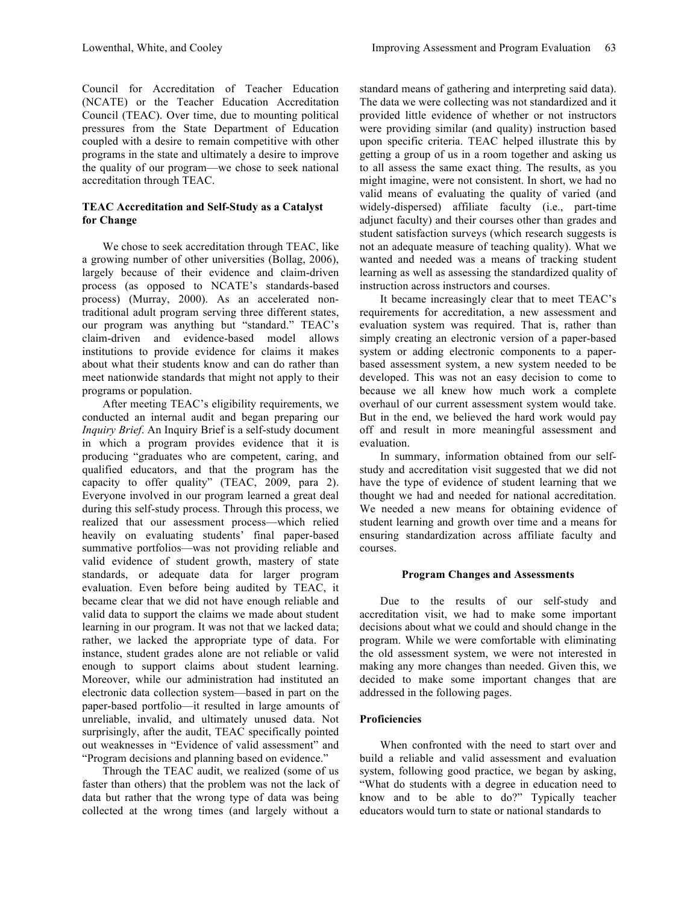Council for Accreditation of Teacher Education (NCATE) or the Teacher Education Accreditation Council (TEAC). Over time, due to mounting political pressures from the State Department of Education coupled with a desire to remain competitive with other programs in the state and ultimately a desire to improve the quality of our program—we chose to seek national accreditation through TEAC.

### TEAC Accreditation and Self-Study as a Catalyst for Change

We chose to seek accreditation through TEAC, like a growing number of other universities (Bollag, 2006), largely because of their evidence and claim-driven process (as opposed to NCATE's standards-based process) (Murray, 2000). As an accelerated non-traditional adult program serving three different states, our program was anything but "standard." TEAC's claim-driven and evidence-based model allows institutions to provide evidence for claims it makes about what their students know and can do rather than meet nationwide standards that might not apply to their programs or population.

After meeting TEAC's eligibility requirements, we conducted an internal audit and began preparing our *Inquiry Brief*. An Inquiry Brief is a self-study document in which a program provides evidence that it is producing "graduates who are competent, caring, and qualified educators, and that the program has the capacity to offer quality" (TEAC, 2009, para 2). Everyone involved in our program learned a great deal during this self-study process. Through this process, we realized that our assessment process—which relied heavily on evaluating students' final paper-based summative portfolios—was not providing reliable and valid evidence of student growth, mastery of state standards, or adequate data for larger program evaluation. Even before being audited by TEAC, it became clear that we did not have enough reliable and valid data to support the claims we made about student learning in our program. It was not that we lacked data; rather, we lacked the appropriate type of data. For instance, student grades alone are not reliable or valid enough to support claims about student learning. Moreover, while our administration had instituted an electronic data collection system—based in part on the paper-based portfolio—it resulted in large amounts of unreliable, invalid, and ultimately unused data. Not surprisingly, after the audit, TEAC specifically pointed out weaknesses in "Evidence of valid assessment" and "Program decisions and planning based on evidence."

Through the TEAC audit, we realized (some of us faster than others) that the problem was not the lack of data but rather that the wrong type of data was being collected at the wrong times (and largely without a standard means of gathering and interpreting said data). The data we were collecting was not standardized and it provided little evidence of whether or not instructors were providing similar (and quality) instruction based upon specific criteria. TEAC helped illustrate this by getting a group of us in a room together and asking us to all assess the same exact thing. The results, as you might imagine, were not consistent. In short, we had no valid means of evaluating the quality of varied (and widely-dispersed) affiliate faculty (i.e., part-time adjunct faculty) and their courses other than grades and student satisfaction surveys (which research suggests is not an adequate measure of teaching quality). What we wanted and needed was a means of tracking student learning as well as assessing the standardized quality of instruction across instructors and courses.

It became increasingly clear that to meet TEAC's requirements for accreditation, a new assessment and evaluation system was required. That is, rather than simply creating an electronic version of a paper-based system or adding electronic components to a paper-based assessment system, a new system needed to be developed. This was not an easy decision to come to because we all knew how much work a complete overhaul of our current assessment system would take. But in the end, we believed the hard work would pay off and result in more meaningful assessment and evaluation.

In summary, information obtained from our self-study and accreditation visit suggested that we did not have the type of evidence of student learning that we thought we had and needed for national accreditation. We needed a new means for obtaining evidence of student learning and growth over time and a means for ensuring standardization across affiliate faculty and courses.

## Program Changes and Assessments

Due to the results of our self-study and accreditation visit, we had to make some important decisions about what we could and should change in the program. While we were comfortable with eliminating the old assessment system, we were not interested in making any more changes than needed. Given this, we decided to make some important changes that are addressed in the following pages.

### Proficiencies

When confronted with the need to start over and build a reliable and valid assessment and evaluation system, following good practice, we began by asking, "What do students with a degree in education need to know and to be able to do?" Typically teacher educators would turn to state or national standards to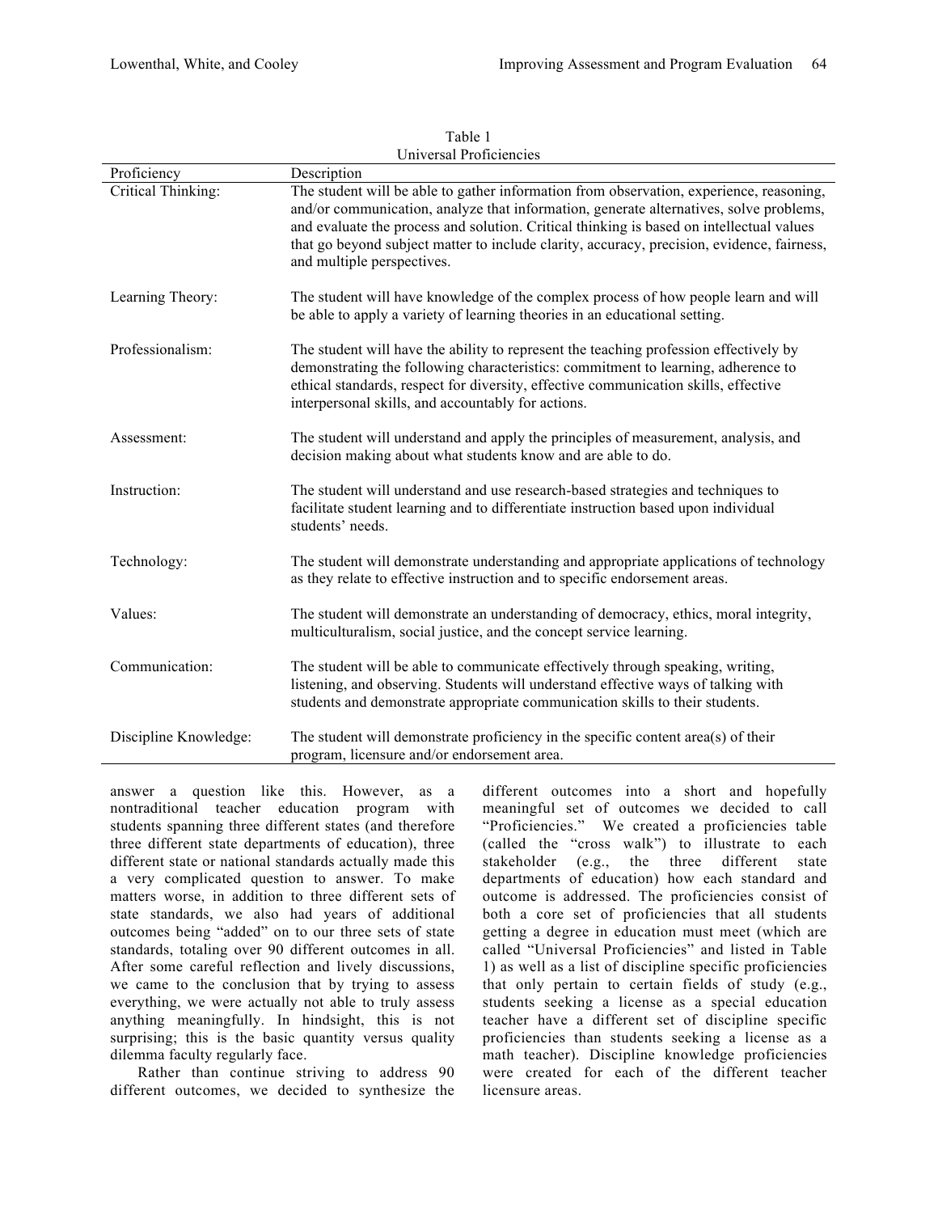Table 1
Universal Proficiencies

| Proficiency | Description |
|---|---|
| Critical Thinking: | The student will be able to gather information from observation, experience, reasoning, and/or communication, analyze that information, generate alternatives, solve problems, and evaluate the process and solution. Critical thinking is based on intellectual values that go beyond subject matter to include clarity, accuracy, precision, evidence, fairness, and multiple perspectives. |
| Learning Theory: | The student will have knowledge of the complex process of how people learn and will be able to apply a variety of learning theories in an educational setting. |
| Professionalism: | The student will have the ability to represent the teaching profession effectively by demonstrating the following characteristics: commitment to learning, adherence to ethical standards, respect for diversity, effective communication skills, effective interpersonal skills, and accountably for actions. |
| Assessment: | The student will understand and apply the principles of measurement, analysis, and decision making about what students know and are able to do. |
| Instruction: | The student will understand and use research-based strategies and techniques to facilitate student learning and to differentiate instruction based upon individual students' needs. |
| Technology: | The student will demonstrate understanding and appropriate applications of technology as they relate to effective instruction and to specific endorsement areas. |
| Values: | The student will demonstrate an understanding of democracy, ethics, moral integrity, multiculturalism, social justice, and the concept service learning. |
| Communication: | The student will be able to communicate effectively through speaking, writing, listening, and observing. Students will understand effective ways of talking with students and demonstrate appropriate communication skills to their students. |
| Discipline Knowledge: | The student will demonstrate proficiency in the specific content area(s) of their program, licensure and/or endorsement area. |

answer a question like this. However, as a nontraditional teacher education program with students spanning three different states (and therefore three different state departments of education), three different state or national standards actually made this a very complicated question to answer. To make matters worse, in addition to three different sets of state standards, we also had years of additional outcomes being "added" on to our three sets of state standards, totaling over 90 different outcomes in all. After some careful reflection and lively discussions, we came to the conclusion that by trying to assess everything, we were actually not able to truly assess anything meaningfully. In hindsight, this is not surprising; this is the basic quantity versus quality dilemma faculty regularly face.

Rather than continue striving to address 90 different outcomes, we decided to synthesize the different outcomes into a short and hopefully meaningful set of outcomes we decided to call "Proficiencies." We created a proficiencies table (called the "cross walk") to illustrate to each stakeholder (e.g., the three different state departments of education) how each standard and outcome is addressed. The proficiencies consist of both a core set of proficiencies that all students getting a degree in education must meet (which are called "Universal Proficiencies" and listed in Table 1) as well as a list of discipline specific proficiencies that only pertain to certain fields of study (e.g., students seeking a license as a special education teacher have a different set of discipline specific proficiencies than students seeking a license as a math teacher). Discipline knowledge proficiencies were created for each of the different teacher licensure areas.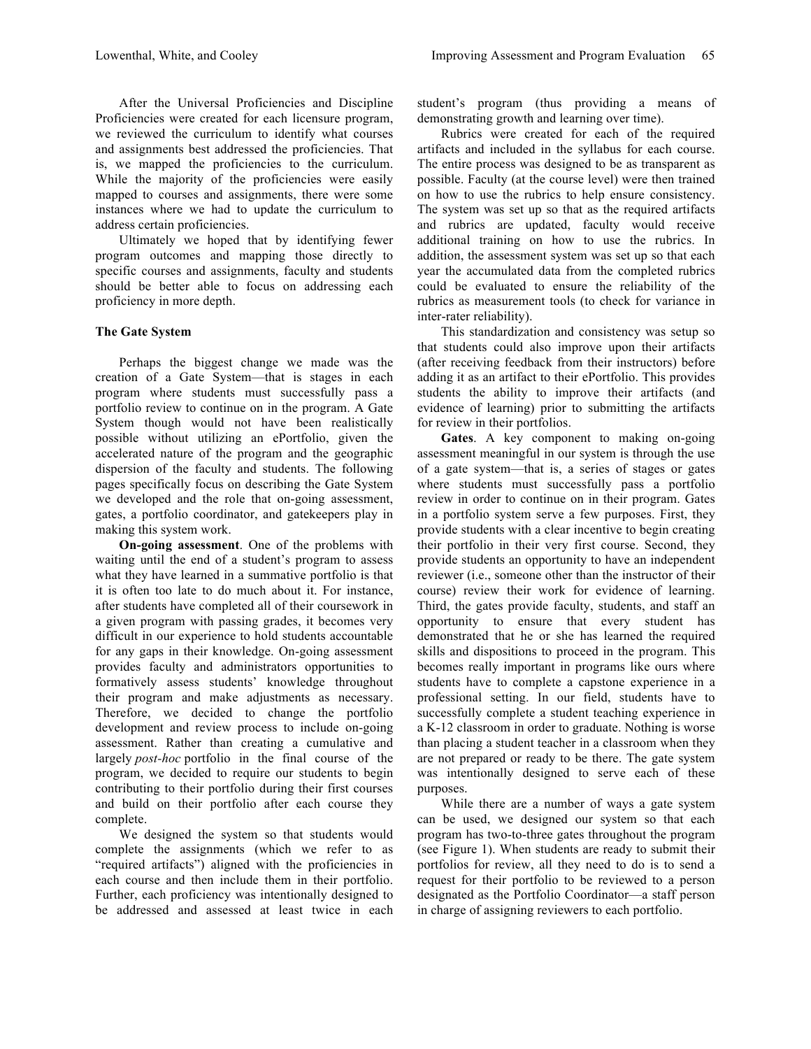After the Universal Proficiencies and Discipline Proficiencies were created for each licensure program, we reviewed the curriculum to identify what courses and assignments best addressed the proficiencies. That is, we mapped the proficiencies to the curriculum. While the majority of the proficiencies were easily mapped to courses and assignments, there were some instances where we had to update the curriculum to address certain proficiencies.

Ultimately we hoped that by identifying fewer program outcomes and mapping those directly to specific courses and assignments, faculty and students should be better able to focus on addressing each proficiency in more depth.

### The Gate System

Perhaps the biggest change we made was the creation of a Gate System—that is stages in each program where students must successfully pass a portfolio review to continue on in the program. A Gate System though would not have been realistically possible without utilizing an ePortfolio, given the accelerated nature of the program and the geographic dispersion of the faculty and students. The following pages specifically focus on describing the Gate System we developed and the role that on-going assessment, gates, a portfolio coordinator, and gatekeepers play in making this system work.

**On-going assessment**. One of the problems with waiting until the end of a student's program to assess what they have learned in a summative portfolio is that it is often too late to do much about it. For instance, after students have completed all of their coursework in a given program with passing grades, it becomes very difficult in our experience to hold students accountable for any gaps in their knowledge. On-going assessment provides faculty and administrators opportunities to formatively assess students' knowledge throughout their program and make adjustments as necessary. Therefore, we decided to change the portfolio development and review process to include on-going assessment. Rather than creating a cumulative and largely *post-hoc* portfolio in the final course of the program, we decided to require our students to begin contributing to their portfolio during their first courses and build on their portfolio after each course they complete.

We designed the system so that students would complete the assignments (which we refer to as "required artifacts") aligned with the proficiencies in each course and then include them in their portfolio. Further, each proficiency was intentionally designed to be addressed and assessed at least twice in each student's program (thus providing a means of demonstrating growth and learning over time).

Rubrics were created for each of the required artifacts and included in the syllabus for each course. The entire process was designed to be as transparent as possible. Faculty (at the course level) were then trained on how to use the rubrics to help ensure consistency. The system was set up so that as the required artifacts and rubrics are updated, faculty would receive additional training on how to use the rubrics. In addition, the assessment system was set up so that each year the accumulated data from the completed rubrics could be evaluated to ensure the reliability of the rubrics as measurement tools (to check for variance in inter-rater reliability).

This standardization and consistency was setup so that students could also improve upon their artifacts (after receiving feedback from their instructors) before adding it as an artifact to their ePortfolio. This provides students the ability to improve their artifacts (and evidence of learning) prior to submitting the artifacts for review in their portfolios.

**Gates**. A key component to making on-going assessment meaningful in our system is through the use of a gate system—that is, a series of stages or gates where students must successfully pass a portfolio review in order to continue on in their program. Gates in a portfolio system serve a few purposes. First, they provide students with a clear incentive to begin creating their portfolio in their very first course. Second, they provide students an opportunity to have an independent reviewer (i.e., someone other than the instructor of their course) review their work for evidence of learning. Third, the gates provide faculty, students, and staff an opportunity to ensure that every student has demonstrated that he or she has learned the required skills and dispositions to proceed in the program. This becomes really important in programs like ours where students have to complete a capstone experience in a professional setting. In our field, students have to successfully complete a student teaching experience in a K-12 classroom in order to graduate. Nothing is worse than placing a student teacher in a classroom when they are not prepared or ready to be there. The gate system was intentionally designed to serve each of these purposes.

While there are a number of ways a gate system can be used, we designed our system so that each program has two-to-three gates throughout the program (see Figure 1). When students are ready to submit their portfolios for review, all they need to do is to send a request for their portfolio to be reviewed to a person designated as the Portfolio Coordinator—a staff person in charge of assigning reviewers to each portfolio.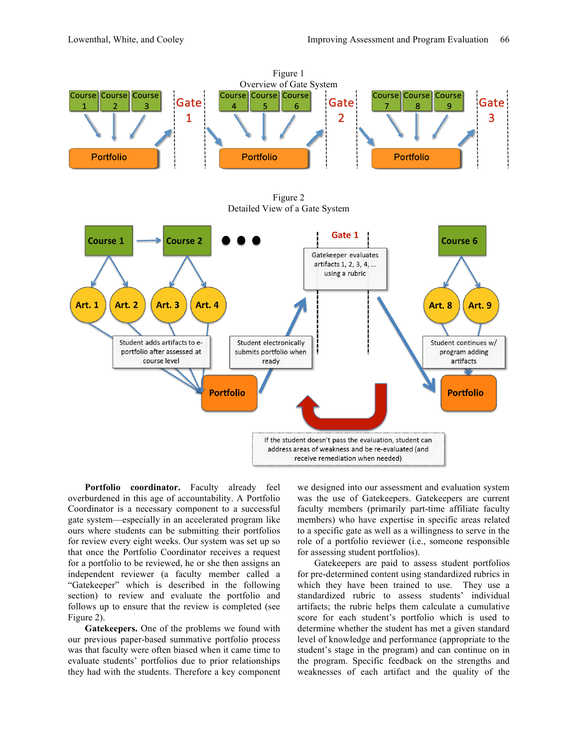Figure 1
Overview of Gate System

Course 1
Course 2
Course 3
Gate 1
Course 4
Course 5
Course 6
Gate 2
Course 7
Course 8
Course 9
Gate 3
Portfolio
Portfolio
Portfolio

Figure 2
Detailed View of a Gate System

Course 1
Course 2
Gate 1
Gatekeeper evaluates artifacts 1, 2, 3, 4, … using a rubric
Course 6
Art. 1
Art. 2
Art. 3
Art. 4
Art. 8
Art. 9
Student adds artifacts to e-portfolio after assessed at course level
Student electronically submits portfolio when ready
Student continues w/ program adding artifacts
Portfolio
Portfolio
If the student doesn't pass the evaluation, student can address areas of weakness and be re-evaluated (and receive remediation when needed)

**Portfolio coordinator.** Faculty already feel overburdened in this age of accountability. A Portfolio Coordinator is a necessary component to a successful gate system—especially in an accelerated program like ours where students can be submitting their portfolios for review every eight weeks. Our system was set up so that once the Portfolio Coordinator receives a request for a portfolio to be reviewed, he or she then assigns an independent reviewer (a faculty member called a "Gatekeeper" which is described in the following section) to review and evaluate the portfolio and follows up to ensure that the review is completed (see Figure 2).

**Gatekeepers.** One of the problems we found with our previous paper-based summative portfolio process was that faculty were often biased when it came time to evaluate students' portfolios due to prior relationships they had with the students. Therefore a key component we designed into our assessment and evaluation system was the use of Gatekeepers. Gatekeepers are current faculty members (primarily part-time affiliate faculty members) who have expertise in specific areas related to a specific gate as well as a willingness to serve in the role of a portfolio reviewer (i.e., someone responsible for assessing student portfolios).

Gatekeepers are paid to assess student portfolios for pre-determined content using standardized rubrics in which they have been trained to use. They use a standardized rubric to assess students' individual artifacts; the rubric helps them calculate a cumulative score for each student's portfolio which is used to determine whether the student has met a given standard level of knowledge and performance (appropriate to the student's stage in the program) and can continue on in the program. Specific feedback on the strengths and weaknesses of each artifact and the quality of the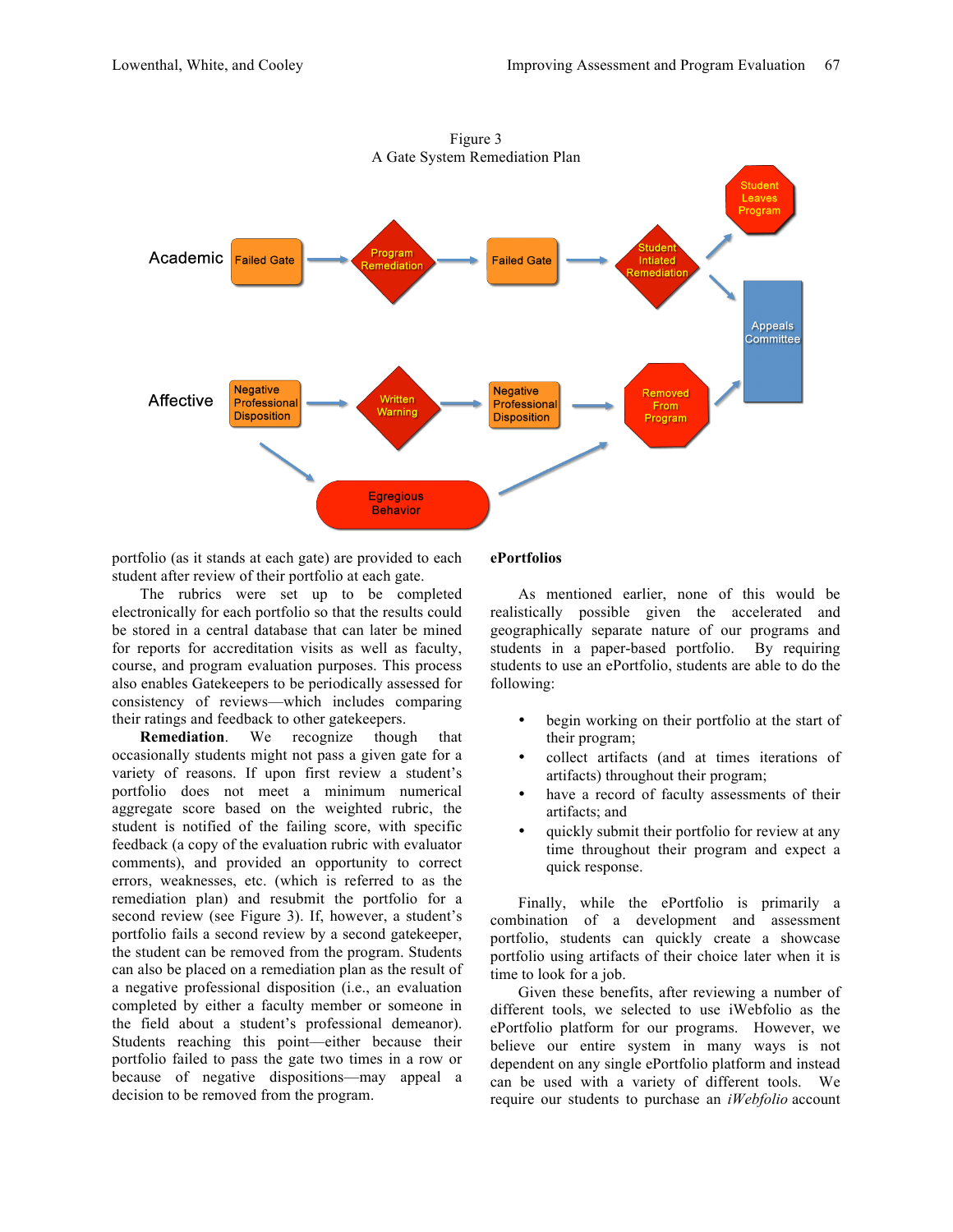Figure 3
A Gate System Remediation Plan

Academic
Failed Gate
Program Remediation
Failed Gate
Student Intiated Remediation
Student Leaves Program
Appeals Committee
Affective
Negative Professional Disposition
Written Warning
Negative Professional Disposition
Removed From Program
Egregious Behavior

portfolio (as it stands at each gate) are provided to each student after review of their portfolio at each gate.

The rubrics were set up to be completed electronically for each portfolio so that the results could be stored in a central database that can later be mined for reports for accreditation visits as well as faculty, course, and program evaluation purposes. This process also enables Gatekeepers to be periodically assessed for consistency of reviews—which includes comparing their ratings and feedback to other gatekeepers.

**Remediation**. We recognize though that occasionally students might not pass a given gate for a variety of reasons. If upon first review a student's portfolio does not meet a minimum numerical aggregate score based on the weighted rubric, the student is notified of the failing score, with specific feedback (a copy of the evaluation rubric with evaluator comments), and provided an opportunity to correct errors, weaknesses, etc. (which is referred to as the remediation plan) and resubmit the portfolio for a second review (see Figure 3). If, however, a student's portfolio fails a second review by a second gatekeeper, the student can be removed from the program. Students can also be placed on a remediation plan as the result of a negative professional disposition (i.e., an evaluation completed by either a faculty member or someone in the field about a student's professional demeanor). Students reaching this point—either because their portfolio failed to pass the gate two times in a row or because of negative dispositions—may appeal a decision to be removed from the program.

**ePortfolios**

As mentioned earlier, none of this would be realistically possible given the accelerated and geographically separate nature of our programs and students in a paper-based portfolio. By requiring students to use an ePortfolio, students are able to do the following:

- begin working on their portfolio at the start of their program;
- collect artifacts (and at times iterations of artifacts) throughout their program;
- have a record of faculty assessments of their artifacts; and
- quickly submit their portfolio for review at any time throughout their program and expect a quick response.

Finally, while the ePortfolio is primarily a combination of a development and assessment portfolio, students can quickly create a showcase portfolio using artifacts of their choice later when it is time to look for a job.

Given these benefits, after reviewing a number of different tools, we selected to use iWebfolio as the ePortfolio platform for our programs. However, we believe our entire system in many ways is not dependent on any single ePortfolio platform and instead can be used with a variety of different tools. We require our students to purchase an *iWebfolio* account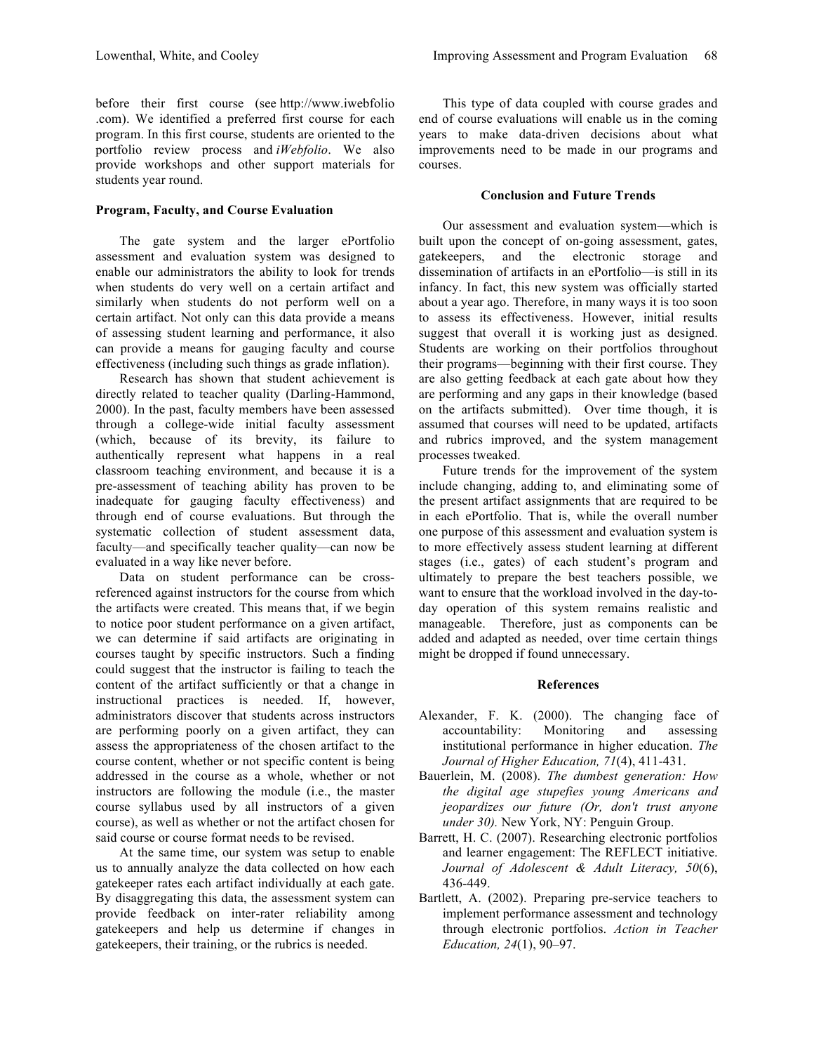before their first course (see http://www.iwebfolio.com). We identified a preferred first course for each program. In this first course, students are oriented to the portfolio review process and *iWebfolio*. We also provide workshops and other support materials for students year round.

### Program, Faculty, and Course Evaluation

The gate system and the larger ePortfolio assessment and evaluation system was designed to enable our administrators the ability to look for trends when students do very well on a certain artifact and similarly when students do not perform well on a certain artifact. Not only can this data provide a means of assessing student learning and performance, it also can provide a means for gauging faculty and course effectiveness (including such things as grade inflation).

Research has shown that student achievement is directly related to teacher quality (Darling-Hammond, 2000). In the past, faculty members have been assessed through a college-wide initial faculty assessment (which, because of its brevity, its failure to authentically represent what happens in a real classroom teaching environment, and because it is a pre-assessment of teaching ability has proven to be inadequate for gauging faculty effectiveness) and through end of course evaluations. But through the systematic collection of student assessment data, faculty—and specifically teacher quality—can now be evaluated in a way like never before.

Data on student performance can be cross-referenced against instructors for the course from which the artifacts were created. This means that, if we begin to notice poor student performance on a given artifact, we can determine if said artifacts are originating in courses taught by specific instructors. Such a finding could suggest that the instructor is failing to teach the content of the artifact sufficiently or that a change in instructional practices is needed. If, however, administrators discover that students across instructors are performing poorly on a given artifact, they can assess the appropriateness of the chosen artifact to the course content, whether or not specific content is being addressed in the course as a whole, whether or not instructors are following the module (i.e., the master course syllabus used by all instructors of a given course), as well as whether or not the artifact chosen for said course or course format needs to be revised.

At the same time, our system was setup to enable us to annually analyze the data collected on how each gatekeeper rates each artifact individually at each gate. By disaggregating this data, the assessment system can provide feedback on inter-rater reliability among gatekeepers and help us determine if changes in gatekeepers, their training, or the rubrics is needed.

This type of data coupled with course grades and end of course evaluations will enable us in the coming years to make data-driven decisions about what improvements need to be made in our programs and courses.

## Conclusion and Future Trends

Our assessment and evaluation system—which is built upon the concept of on-going assessment, gates, gatekeepers, and the electronic storage and dissemination of artifacts in an ePortfolio—is still in its infancy. In fact, this new system was officially started about a year ago. Therefore, in many ways it is too soon to assess its effectiveness. However, initial results suggest that overall it is working just as designed. Students are working on their portfolios throughout their programs—beginning with their first course. They are also getting feedback at each gate about how they are performing and any gaps in their knowledge (based on the artifacts submitted). Over time though, it is assumed that courses will need to be updated, artifacts and rubrics improved, and the system management processes tweaked.

Future trends for the improvement of the system include changing, adding to, and eliminating some of the present artifact assignments that are required to be in each ePortfolio. That is, while the overall number one purpose of this assessment and evaluation system is to more effectively assess student learning at different stages (i.e., gates) of each student's program and ultimately to prepare the best teachers possible, we want to ensure that the workload involved in the day-to-day operation of this system remains realistic and manageable. Therefore, just as components can be added and adapted as needed, over time certain things might be dropped if found unnecessary.

## References

Alexander, F. K. (2000). The changing face of accountability: Monitoring and assessing institutional performance in higher education. *The Journal of Higher Education, 71*(4), 411-431.

Bauerlein, M. (2008). *The dumbest generation: How the digital age stupefies young Americans and jeopardizes our future (Or, don't trust anyone under 30).* New York, NY: Penguin Group.

Barrett, H. C. (2007). Researching electronic portfolios and learner engagement: The REFLECT initiative. *Journal of Adolescent & Adult Literacy, 50*(6), 436-449.

Bartlett, A. (2002). Preparing pre-service teachers to implement performance assessment and technology through electronic portfolios. *Action in Teacher Education, 24*(1), 90–97.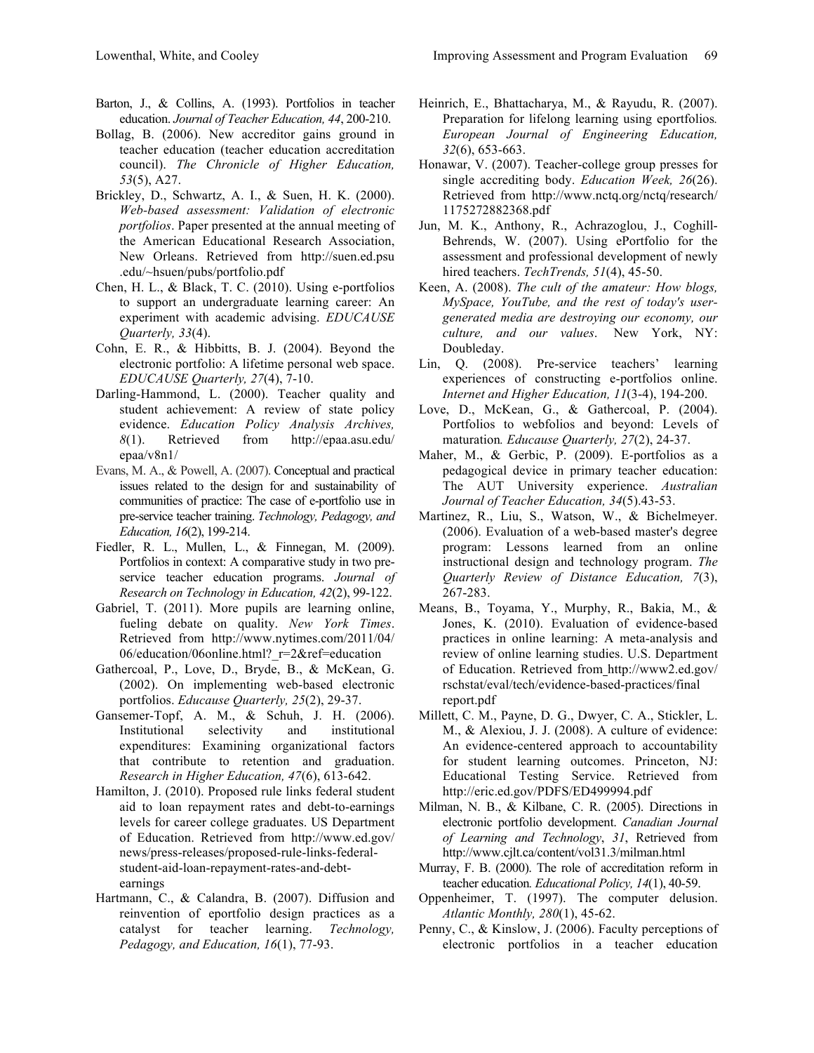Barton, J., & Collins, A. (1993). Portfolios in teacher education. *Journal of Teacher Education, 44*, 200-210.

Bollag, B. (2006). New accreditor gains ground in teacher education (teacher education accreditation council). *The Chronicle of Higher Education, 53*(5), A27.

Brickley, D., Schwartz, A. I., & Suen, H. K. (2000). *Web-based assessment: Validation of electronic portfolios*. Paper presented at the annual meeting of the American Educational Research Association, New Orleans. Retrieved from http://suen.ed.psu .edu/~hsuen/pubs/portfolio.pdf

Chen, H. L., & Black, T. C. (2010). Using e-portfolios to support an undergraduate learning career: An experiment with academic advising. *EDUCAUSE Quarterly, 33*(4).

Cohn, E. R., & Hibbitts, B. J. (2004). Beyond the electronic portfolio: A lifetime personal web space. *EDUCAUSE Quarterly, 27*(4), 7-10.

Darling-Hammond, L. (2000). Teacher quality and student achievement: A review of state policy evidence. *Education Policy Analysis Archives, 8*(1). Retrieved from http://epaa.asu.edu/ epaa/v8n1/

Evans, M. A., & Powell, A. (2007). Conceptual and practical issues related to the design for and sustainability of communities of practice: The case of e-portfolio use in pre-service teacher training. *Technology, Pedagogy, and Education, 16*(2), 199-214.

Fiedler, R. L., Mullen, L., & Finnegan, M. (2009). Portfolios in context: A comparative study in two pre-service teacher education programs. *Journal of Research on Technology in Education, 42*(2), 99-122.

Gabriel, T. (2011). More pupils are learning online, fueling debate on quality. *New York Times*. Retrieved from http://www.nytimes.com/2011/04/ 06/education/06online.html?_r=2&ref=education

Gathercoal, P., Love, D., Bryde, B., & McKean, G. (2002). On implementing web-based electronic portfolios. *Educause Quarterly, 25*(2), 29-37.

Gansemer-Topf, A. M., & Schuh, J. H. (2006). Institutional selectivity and institutional expenditures: Examining organizational factors that contribute to retention and graduation. *Research in Higher Education, 47*(6), 613-642.

Hamilton, J. (2010). Proposed rule links federal student aid to loan repayment rates and debt-to-earnings levels for career college graduates. US Department of Education. Retrieved from http://www.ed.gov/ news/press-releases/proposed-rule-links-federal-student-aid-loan-repayment-rates-and-debt-earnings

Hartmann, C., & Calandra, B. (2007). Diffusion and reinvention of eportfolio design practices as a catalyst for teacher learning. *Technology, Pedagogy, and Education, 16*(1), 77-93.

Heinrich, E., Bhattacharya, M., & Rayudu, R. (2007). Preparation for lifelong learning using eportfolios. *European Journal of Engineering Education, 32*(6), 653-663.

Honawar, V. (2007). Teacher-college group presses for single accrediting body. *Education Week, 26*(26). Retrieved from http://www.nctq.org/nctq/research/ 1175272882368.pdf

Jun, M. K., Anthony, R., Achrazoglou, J., Coghill-Behrends, W. (2007). Using ePortfolio for the assessment and professional development of newly hired teachers. *TechTrends, 51*(4), 45-50.

Keen, A. (2008). *The cult of the amateur: How blogs, MySpace, YouTube, and the rest of today's user-generated media are destroying our economy, our culture, and our values*. New York, NY: Doubleday.

Lin, Q. (2008). Pre-service teachers' learning experiences of constructing e-portfolios online. *Internet and Higher Education, 11*(3-4), 194-200.

Love, D., McKean, G., & Gathercoal, P. (2004). Portfolios to webfolios and beyond: Levels of maturation. *Educause Quarterly, 27*(2), 24-37.

Maher, M., & Gerbic, P. (2009). E-portfolios as a pedagogical device in primary teacher education: The AUT University experience. *Australian Journal of Teacher Education, 34*(5).43-53.

Martinez, R., Liu, S., Watson, W., & Bichelmeyer. (2006). Evaluation of a web-based master's degree program: Lessons learned from an online instructional design and technology program. *The Quarterly Review of Distance Education, 7*(3), 267-283.

Means, B., Toyama, Y., Murphy, R., Bakia, M., & Jones, K. (2010). Evaluation of evidence-based practices in online learning: A meta-analysis and review of online learning studies. U.S. Department of Education. Retrieved from http://www2.ed.gov/ rschstat/eval/tech/evidence-based-practices/final report.pdf

Millett, C. M., Payne, D. G., Dwyer, C. A., Stickler, L. M., & Alexiou, J. J. (2008). A culture of evidence: An evidence-centered approach to accountability for student learning outcomes. Princeton, NJ: Educational Testing Service. Retrieved from http://eric.ed.gov/PDFS/ED499994.pdf

Milman, N. B., & Kilbane, C. R. (2005). Directions in electronic portfolio development. *Canadian Journal of Learning and Technology*, *31*, Retrieved from http://www.cjlt.ca/content/vol31.3/milman.html

Murray, F. B. (2000). The role of accreditation reform in teacher education. *Educational Policy, 14*(1), 40-59.

Oppenheimer, T. (1997). The computer delusion. *Atlantic Monthly, 280*(1), 45-62.

Penny, C., & Kinslow, J. (2006). Faculty perceptions of electronic portfolios in a teacher education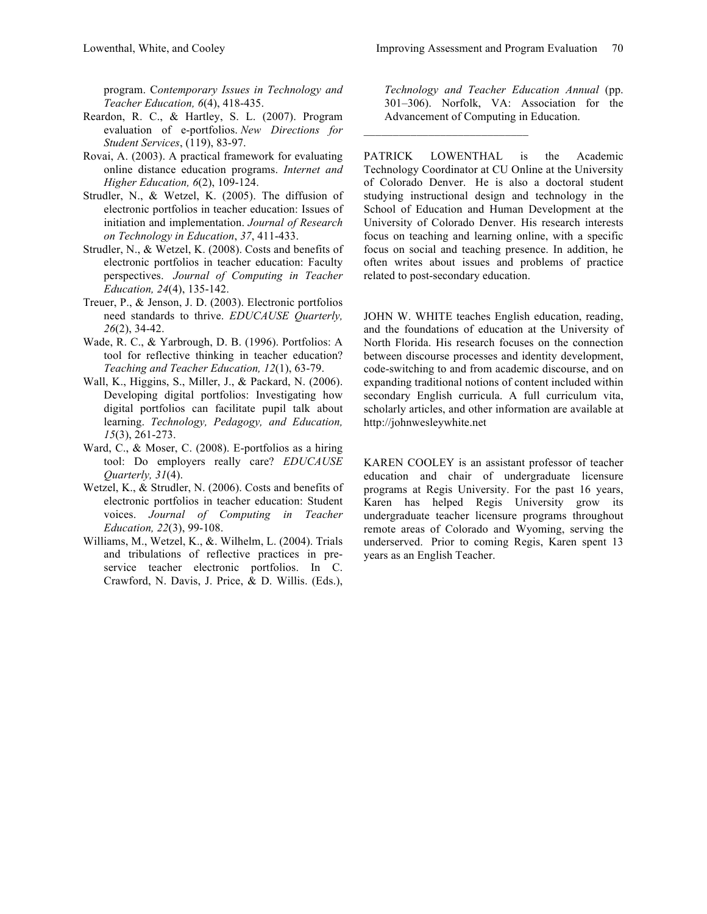program. *Contemporary Issues in Technology and Teacher Education, 6*(4), 418-435.

Reardon, R. C., & Hartley, S. L. (2007). Program evaluation of e-portfolios. *New Directions for Student Services*, (119), 83-97.

Rovai, A. (2003). A practical framework for evaluating online distance education programs. *Internet and Higher Education, 6*(2), 109-124.

Strudler, N., & Wetzel, K. (2005). The diffusion of electronic portfolios in teacher education: Issues of initiation and implementation. *Journal of Research on Technology in Education*, *37*, 411-433.

Strudler, N., & Wetzel, K. (2008). Costs and benefits of electronic portfolios in teacher education: Faculty perspectives. *Journal of Computing in Teacher Education, 24*(4), 135-142.

Treuer, P., & Jenson, J. D. (2003). Electronic portfolios need standards to thrive. *EDUCAUSE Quarterly, 26*(2), 34-42.

Wade, R. C., & Yarbrough, D. B. (1996). Portfolios: A tool for reflective thinking in teacher education? *Teaching and Teacher Education, 12*(1), 63-79.

Wall, K., Higgins, S., Miller, J., & Packard, N. (2006). Developing digital portfolios: Investigating how digital portfolios can facilitate pupil talk about learning. *Technology, Pedagogy, and Education, 15*(3), 261-273.

Ward, C., & Moser, C. (2008). E-portfolios as a hiring tool: Do employers really care? *EDUCAUSE Quarterly, 31*(4).

Wetzel, K., & Strudler, N. (2006). Costs and benefits of electronic portfolios in teacher education: Student voices. *Journal of Computing in Teacher Education, 22*(3), 99-108.

Williams, M., Wetzel, K., &. Wilhelm, L. (2004). Trials and tribulations of reflective practices in pre-service teacher electronic portfolios. In C. Crawford, N. Davis, J. Price, & D. Willis. (Eds.), *Technology and Teacher Education Annual* (pp. 301–306). Norfolk, VA: Association for the Advancement of Computing in Education.

---

PATRICK LOWENTHAL is the Academic Technology Coordinator at CU Online at the University of Colorado Denver. He is also a doctoral student studying instructional design and technology in the School of Education and Human Development at the University of Colorado Denver. His research interests focus on teaching and learning online, with a specific focus on social and teaching presence. In addition, he often writes about issues and problems of practice related to post-secondary education.

JOHN W. WHITE teaches English education, reading, and the foundations of education at the University of North Florida. His research focuses on the connection between discourse processes and identity development, code-switching to and from academic discourse, and on expanding traditional notions of content included within secondary English curricula. A full curriculum vita, scholarly articles, and other information are available at http://johnwesleywhite.net

KAREN COOLEY is an assistant professor of teacher education and chair of undergraduate licensure programs at Regis University. For the past 16 years, Karen has helped Regis University grow its undergraduate teacher licensure programs throughout remote areas of Colorado and Wyoming, serving the underserved. Prior to coming Regis, Karen spent 13 years as an English Teacher.